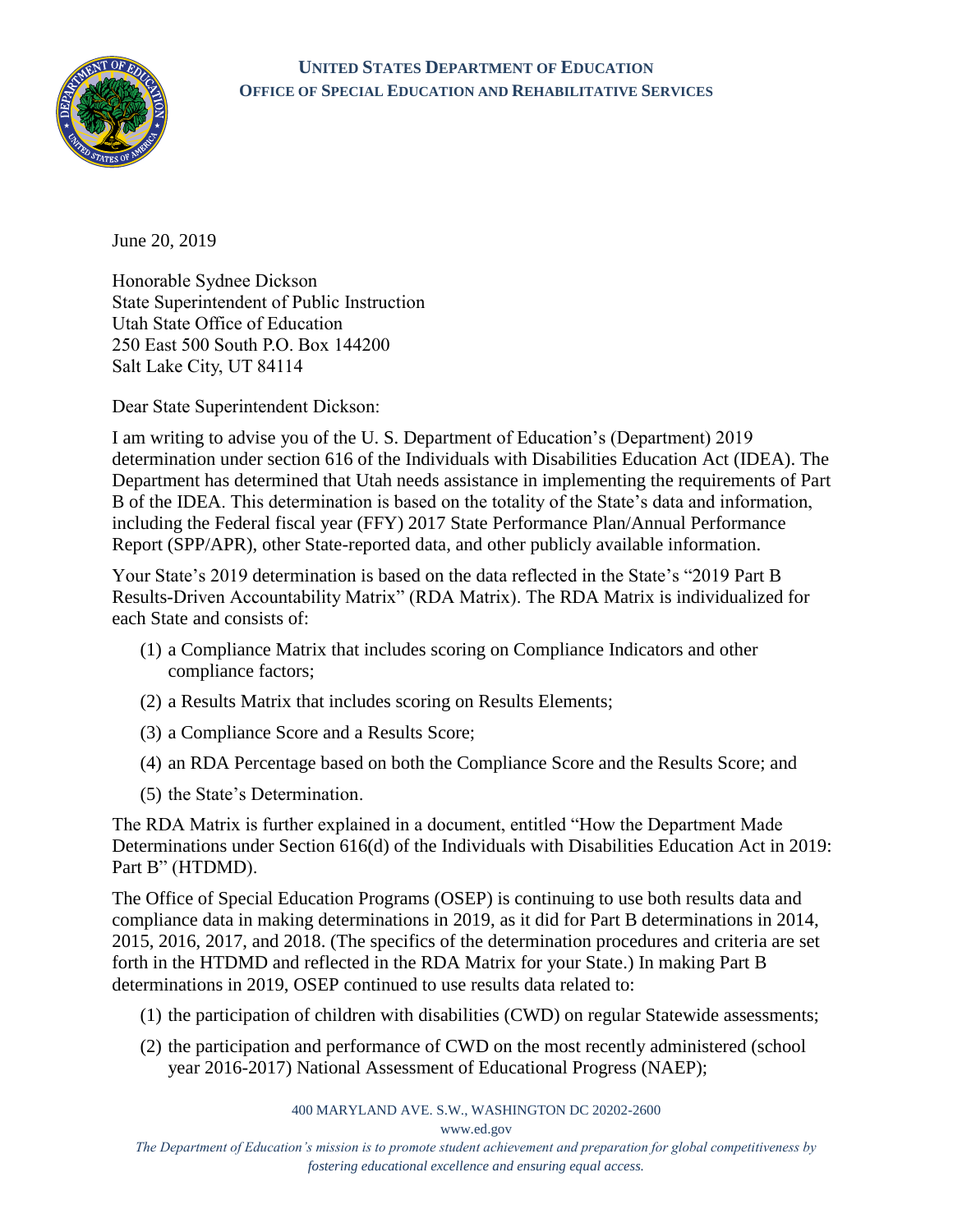**UNITED STATES DEPARTMENT OF EDUCATION**
**OFFICE OF SPECIAL EDUCATION AND REHABILITATIVE SERVICES**

June 20, 2019

Honorable Sydnee Dickson
State Superintendent of Public Instruction
Utah State Office of Education
250 East 500 South P.O. Box 144200
Salt Lake City, UT 84114

Dear State Superintendent Dickson:

I am writing to advise you of the U. S. Department of Education's (Department) 2019 determination under section 616 of the Individuals with Disabilities Education Act (IDEA). The Department has determined that Utah needs assistance in implementing the requirements of Part B of the IDEA. This determination is based on the totality of the State's data and information, including the Federal fiscal year (FFY) 2017 State Performance Plan/Annual Performance Report (SPP/APR), other State-reported data, and other publicly available information.

Your State's 2019 determination is based on the data reflected in the State's "2019 Part B Results-Driven Accountability Matrix" (RDA Matrix). The RDA Matrix is individualized for each State and consists of:

(1) a Compliance Matrix that includes scoring on Compliance Indicators and other compliance factors;

(2) a Results Matrix that includes scoring on Results Elements;

(3) a Compliance Score and a Results Score;

(4) an RDA Percentage based on both the Compliance Score and the Results Score; and

(5) the State's Determination.

The RDA Matrix is further explained in a document, entitled "How the Department Made Determinations under Section 616(d) of the Individuals with Disabilities Education Act in 2019: Part B" (HTDMD).

The Office of Special Education Programs (OSEP) is continuing to use both results data and compliance data in making determinations in 2019, as it did for Part B determinations in 2014, 2015, 2016, 2017, and 2018. (The specifics of the determination procedures and criteria are set forth in the HTDMD and reflected in the RDA Matrix for your State.) In making Part B determinations in 2019, OSEP continued to use results data related to:

(1) the participation of children with disabilities (CWD) on regular Statewide assessments;

(2) the participation and performance of CWD on the most recently administered (school year 2016-2017) National Assessment of Educational Progress (NAEP);

400 MARYLAND AVE. S.W., WASHINGTON DC 20202-2600
www.ed.gov
*The Department of Education's mission is to promote student achievement and preparation for global competitiveness by fostering educational excellence and ensuring equal access.*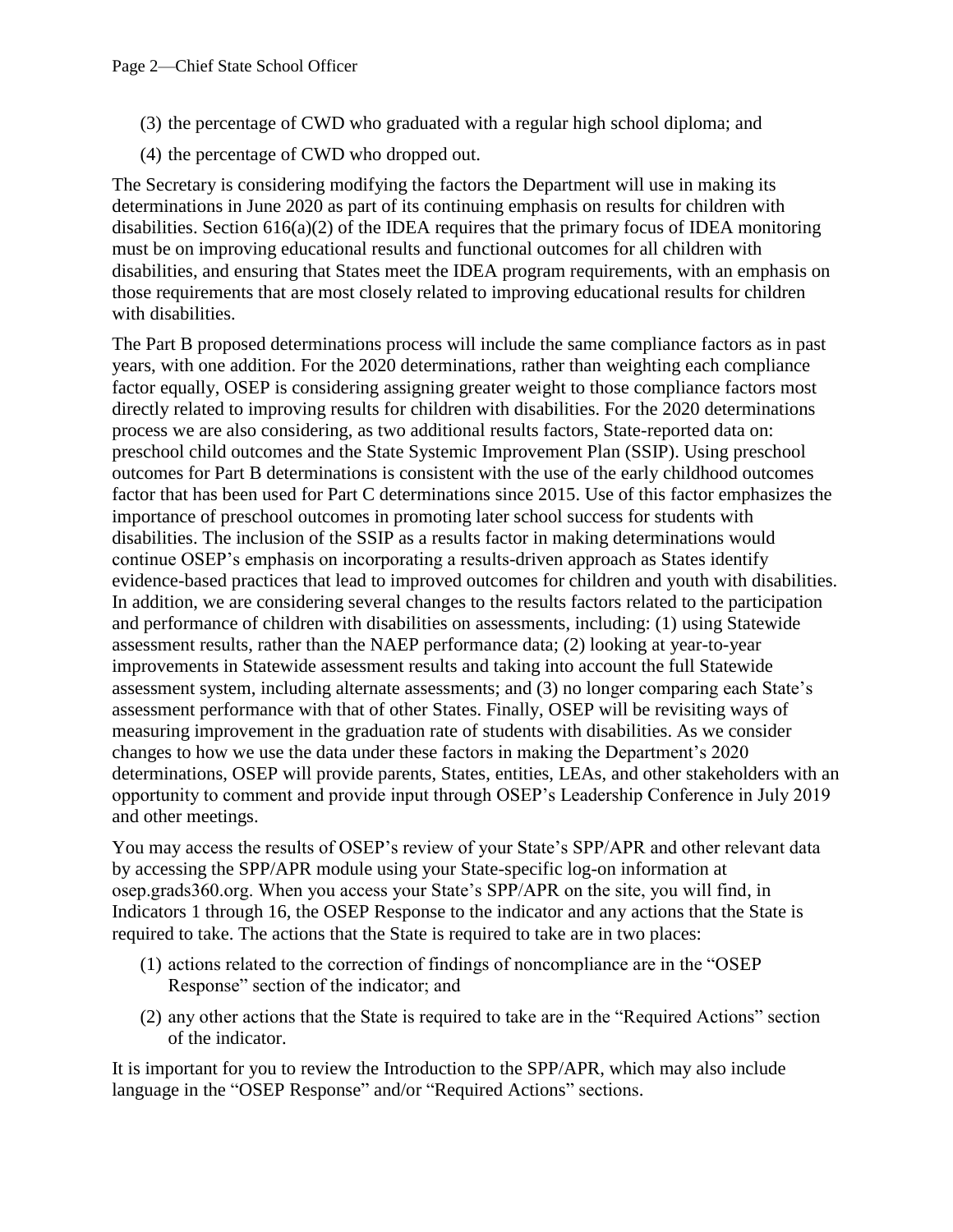(3) the percentage of CWD who graduated with a regular high school diploma; and

(4) the percentage of CWD who dropped out.

The Secretary is considering modifying the factors the Department will use in making its determinations in June 2020 as part of its continuing emphasis on results for children with disabilities. Section 616(a)(2) of the IDEA requires that the primary focus of IDEA monitoring must be on improving educational results and functional outcomes for all children with disabilities, and ensuring that States meet the IDEA program requirements, with an emphasis on those requirements that are most closely related to improving educational results for children with disabilities.

The Part B proposed determinations process will include the same compliance factors as in past years, with one addition. For the 2020 determinations, rather than weighting each compliance factor equally, OSEP is considering assigning greater weight to those compliance factors most directly related to improving results for children with disabilities. For the 2020 determinations process we are also considering, as two additional results factors, State-reported data on: preschool child outcomes and the State Systemic Improvement Plan (SSIP). Using preschool outcomes for Part B determinations is consistent with the use of the early childhood outcomes factor that has been used for Part C determinations since 2015. Use of this factor emphasizes the importance of preschool outcomes in promoting later school success for students with disabilities. The inclusion of the SSIP as a results factor in making determinations would continue OSEP's emphasis on incorporating a results-driven approach as States identify evidence-based practices that lead to improved outcomes for children and youth with disabilities. In addition, we are considering several changes to the results factors related to the participation and performance of children with disabilities on assessments, including: (1) using Statewide assessment results, rather than the NAEP performance data; (2) looking at year-to-year improvements in Statewide assessment results and taking into account the full Statewide assessment system, including alternate assessments; and (3) no longer comparing each State's assessment performance with that of other States. Finally, OSEP will be revisiting ways of measuring improvement in the graduation rate of students with disabilities. As we consider changes to how we use the data under these factors in making the Department's 2020 determinations, OSEP will provide parents, States, entities, LEAs, and other stakeholders with an opportunity to comment and provide input through OSEP's Leadership Conference in July 2019 and other meetings.

You may access the results of OSEP's review of your State's SPP/APR and other relevant data by accessing the SPP/APR module using your State-specific log-on information at osep.grads360.org. When you access your State's SPP/APR on the site, you will find, in Indicators 1 through 16, the OSEP Response to the indicator and any actions that the State is required to take. The actions that the State is required to take are in two places:

(1) actions related to the correction of findings of noncompliance are in the "OSEP Response" section of the indicator; and

(2) any other actions that the State is required to take are in the "Required Actions" section of the indicator.

It is important for you to review the Introduction to the SPP/APR, which may also include language in the "OSEP Response" and/or "Required Actions" sections.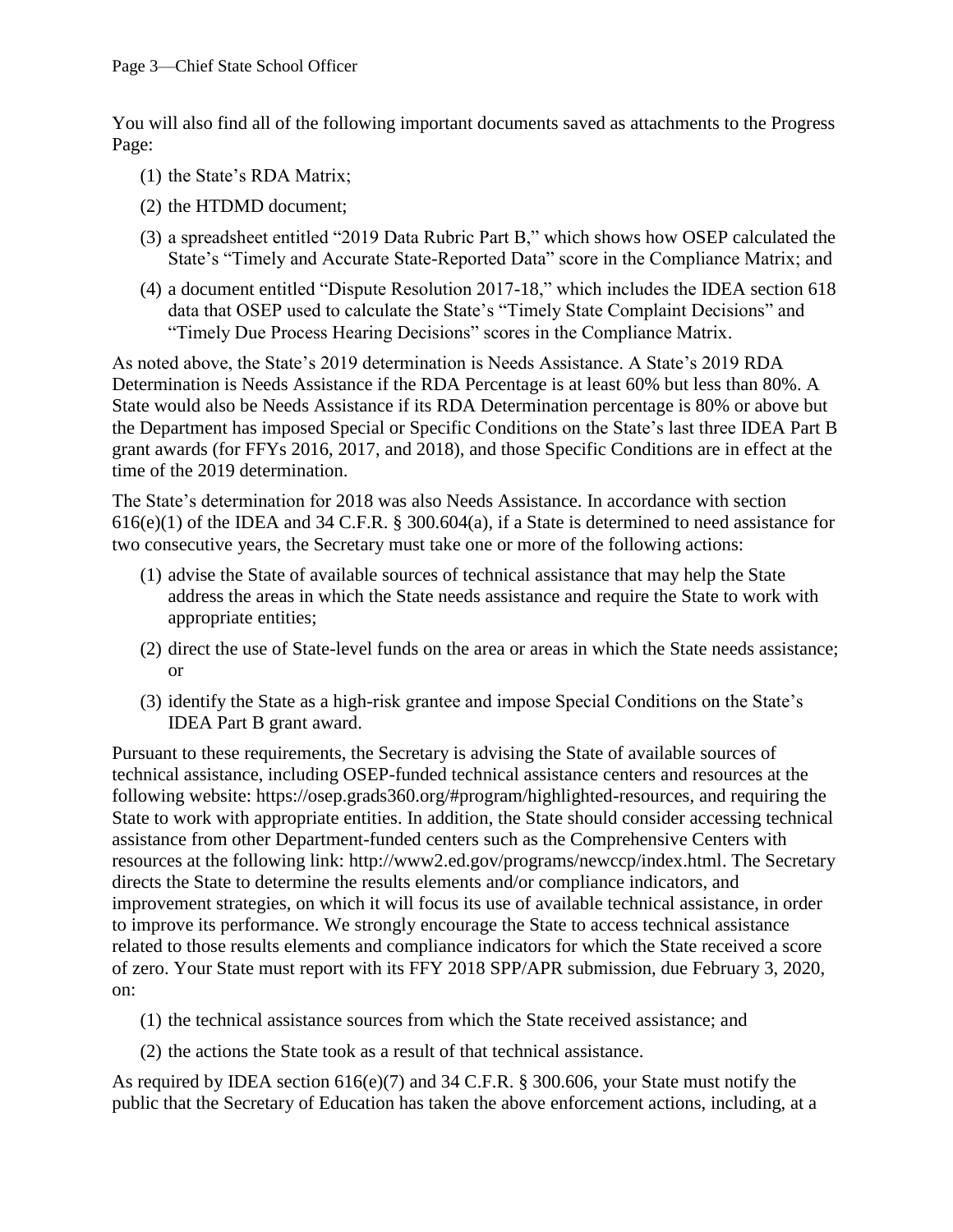You will also find all of the following important documents saved as attachments to the Progress Page:

1. the State's RDA Matrix;
2. the HTDMD document;
3. a spreadsheet entitled "2019 Data Rubric Part B," which shows how OSEP calculated the State's "Timely and Accurate State-Reported Data" score in the Compliance Matrix; and
4. a document entitled "Dispute Resolution 2017-18," which includes the IDEA section 618 data that OSEP used to calculate the State's "Timely State Complaint Decisions" and "Timely Due Process Hearing Decisions" scores in the Compliance Matrix.

As noted above, the State's 2019 determination is Needs Assistance. A State's 2019 RDA Determination is Needs Assistance if the RDA Percentage is at least 60% but less than 80%. A State would also be Needs Assistance if its RDA Determination percentage is 80% or above but the Department has imposed Special or Specific Conditions on the State's last three IDEA Part B grant awards (for FFYs 2016, 2017, and 2018), and those Specific Conditions are in effect at the time of the 2019 determination.

The State's determination for 2018 was also Needs Assistance. In accordance with section 616(e)(1) of the IDEA and 34 C.F.R. § 300.604(a), if a State is determined to need assistance for two consecutive years, the Secretary must take one or more of the following actions:

1. advise the State of available sources of technical assistance that may help the State address the areas in which the State needs assistance and require the State to work with appropriate entities;
2. direct the use of State-level funds on the area or areas in which the State needs assistance; or
3. identify the State as a high-risk grantee and impose Special Conditions on the State's IDEA Part B grant award.

Pursuant to these requirements, the Secretary is advising the State of available sources of technical assistance, including OSEP-funded technical assistance centers and resources at the following website: https://osep.grads360.org/#program/highlighted-resources, and requiring the State to work with appropriate entities. In addition, the State should consider accessing technical assistance from other Department-funded centers such as the Comprehensive Centers with resources at the following link: http://www2.ed.gov/programs/newccp/index.html. The Secretary directs the State to determine the results elements and/or compliance indicators, and improvement strategies, on which it will focus its use of available technical assistance, in order to improve its performance. We strongly encourage the State to access technical assistance related to those results elements and compliance indicators for which the State received a score of zero. Your State must report with its FFY 2018 SPP/APR submission, due February 3, 2020, on:

1. the technical assistance sources from which the State received assistance; and
2. the actions the State took as a result of that technical assistance.

As required by IDEA section 616(e)(7) and 34 C.F.R. § 300.606, your State must notify the public that the Secretary of Education has taken the above enforcement actions, including, at a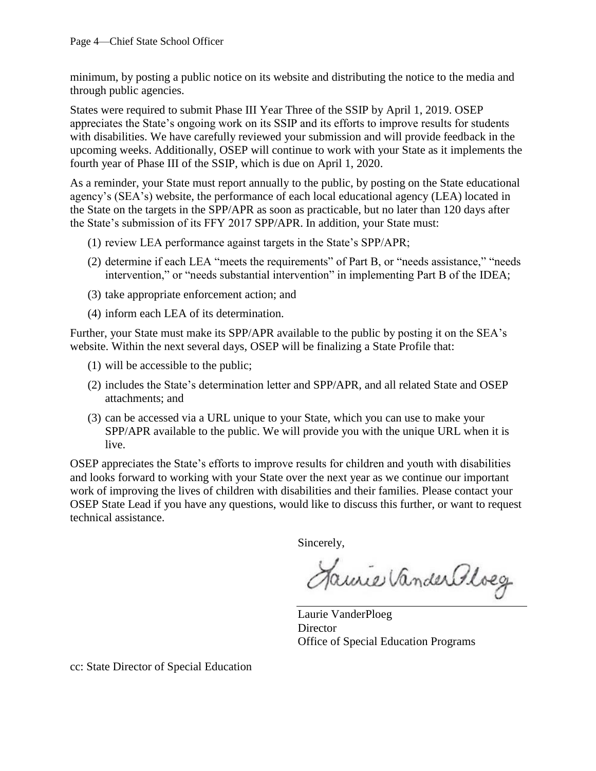minimum, by posting a public notice on its website and distributing the notice to the media and through public agencies.

States were required to submit Phase III Year Three of the SSIP by April 1, 2019. OSEP appreciates the State's ongoing work on its SSIP and its efforts to improve results for students with disabilities. We have carefully reviewed your submission and will provide feedback in the upcoming weeks. Additionally, OSEP will continue to work with your State as it implements the fourth year of Phase III of the SSIP, which is due on April 1, 2020.

As a reminder, your State must report annually to the public, by posting on the State educational agency's (SEA's) website, the performance of each local educational agency (LEA) located in the State on the targets in the SPP/APR as soon as practicable, but no later than 120 days after the State's submission of its FFY 2017 SPP/APR. In addition, your State must:

(1) review LEA performance against targets in the State's SPP/APR;

(2) determine if each LEA "meets the requirements" of Part B, or "needs assistance," "needs intervention," or "needs substantial intervention" in implementing Part B of the IDEA;

(3) take appropriate enforcement action; and

(4) inform each LEA of its determination.

Further, your State must make its SPP/APR available to the public by posting it on the SEA's website. Within the next several days, OSEP will be finalizing a State Profile that:

(1) will be accessible to the public;

(2) includes the State's determination letter and SPP/APR, and all related State and OSEP attachments; and

(3) can be accessed via a URL unique to your State, which you can use to make your SPP/APR available to the public. We will provide you with the unique URL when it is live.

OSEP appreciates the State's efforts to improve results for children and youth with disabilities and looks forward to working with your State over the next year as we continue our important work of improving the lives of children with disabilities and their families. Please contact your OSEP State Lead if you have any questions, would like to discuss this further, or want to request technical assistance.

Sincerely,

Laurie VanderPloeg

Laurie VanderPloeg
Director
Office of Special Education Programs

cc: State Director of Special Education